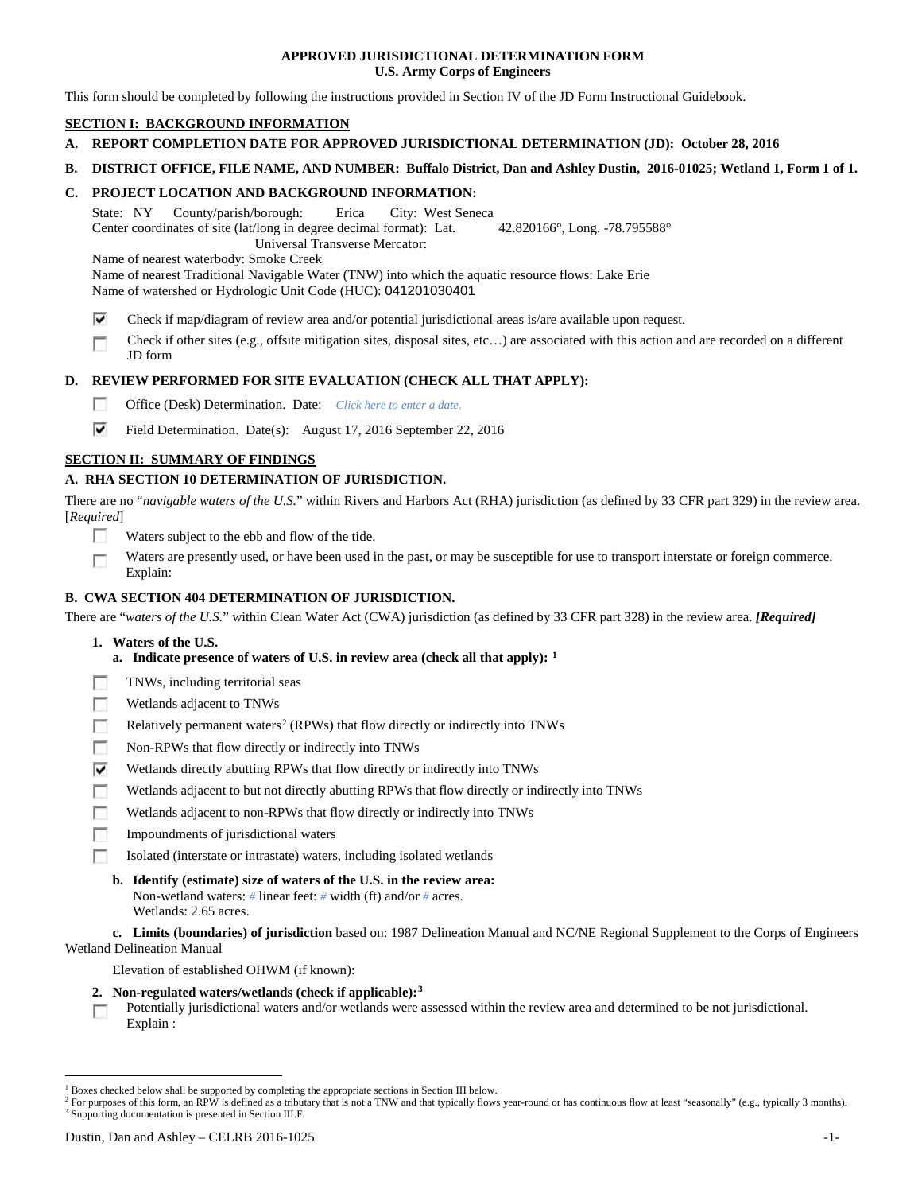# APPROVED JURISDICTIONAL DETERMINATION FORM
## U.S. Army Corps of Engineers

This form should be completed by following the instructions provided in Section IV of the JD Form Instructional Guidebook.

## SECTION I: BACKGROUND INFORMATION

**A. REPORT COMPLETION DATE FOR APPROVED JURISDICTIONAL DETERMINATION (JD): October 28, 2016**

**B. DISTRICT OFFICE, FILE NAME, AND NUMBER: Buffalo District, Dan and Ashley Dustin, 2016-01025; Wetland 1, Form 1 of 1.**

**C. PROJECT LOCATION AND BACKGROUND INFORMATION:**

State: NY County/parish/borough: Erica City: West Seneca
Center coordinates of site (lat/long in degree decimal format): Lat. 42.820166°, Long. -78.795588°
Universal Transverse Mercator:
Name of nearest waterbody: Smoke Creek
Name of nearest Traditional Navigable Water (TNW) into which the aquatic resource flows: Lake Erie
Name of watershed or Hydrologic Unit Code (HUC): 041201030401

☑ Check if map/diagram of review area and/or potential jurisdictional areas is/are available upon request.

☐ Check if other sites (e.g., offsite mitigation sites, disposal sites, etc…) are associated with this action and are recorded on a different JD form

**D. REVIEW PERFORMED FOR SITE EVALUATION (CHECK ALL THAT APPLY):**

☐ Office (Desk) Determination. Date: *Click here to enter a date.*

☑ Field Determination. Date(s): August 17, 2016 September 22, 2016

## SECTION II: SUMMARY OF FINDINGS

**A. RHA SECTION 10 DETERMINATION OF JURISDICTION.**

There are no "*navigable waters of the U.S.*" within Rivers and Harbors Act (RHA) jurisdiction (as defined by 33 CFR part 329) in the review area. [*Required*]

☐ Waters subject to the ebb and flow of the tide.

☐ Waters are presently used, or have been used in the past, or may be susceptible for use to transport interstate or foreign commerce. Explain:

**B. CWA SECTION 404 DETERMINATION OF JURISDICTION.**

There are "*waters of the U.S.*" within Clean Water Act (CWA) jurisdiction (as defined by 33 CFR part 328) in the review area. ***[Required]***

**1. Waters of the U.S.**

**a. Indicate presence of waters of U.S. in review area (check all that apply): [1]**

☐ TNWs, including territorial seas

☐ Wetlands adjacent to TNWs

☐ Relatively permanent waters[2] (RPWs) that flow directly or indirectly into TNWs

☐ Non-RPWs that flow directly or indirectly into TNWs

☑ Wetlands directly abutting RPWs that flow directly or indirectly into TNWs

☐ Wetlands adjacent to but not directly abutting RPWs that flow directly or indirectly into TNWs

☐ Wetlands adjacent to non-RPWs that flow directly or indirectly into TNWs

☐ Impoundments of jurisdictional waters

☐ Isolated (interstate or intrastate) waters, including isolated wetlands

**b. Identify (estimate) size of waters of the U.S. in the review area:**
Non-wetland waters: # linear feet: # width (ft) and/or # acres.
Wetlands: 2.65 acres.

**c. Limits (boundaries) of jurisdiction** based on: 1987 Delineation Manual and NC/NE Regional Supplement to the Corps of Engineers Wetland Delineation Manual

Elevation of established OHWM (if known):

**2. Non-regulated waters/wetlands (check if applicable): [3]**

☐ Potentially jurisdictional waters and/or wetlands were assessed within the review area and determined to be not jurisdictional. Explain :

---

[1] Boxes checked below shall be supported by completing the appropriate sections in Section III below.
[2] For purposes of this form, an RPW is defined as a tributary that is not a TNW and that typically flows year-round or has continuous flow at least "seasonally" (e.g., typically 3 months).
[3] Supporting documentation is presented in Section III.F.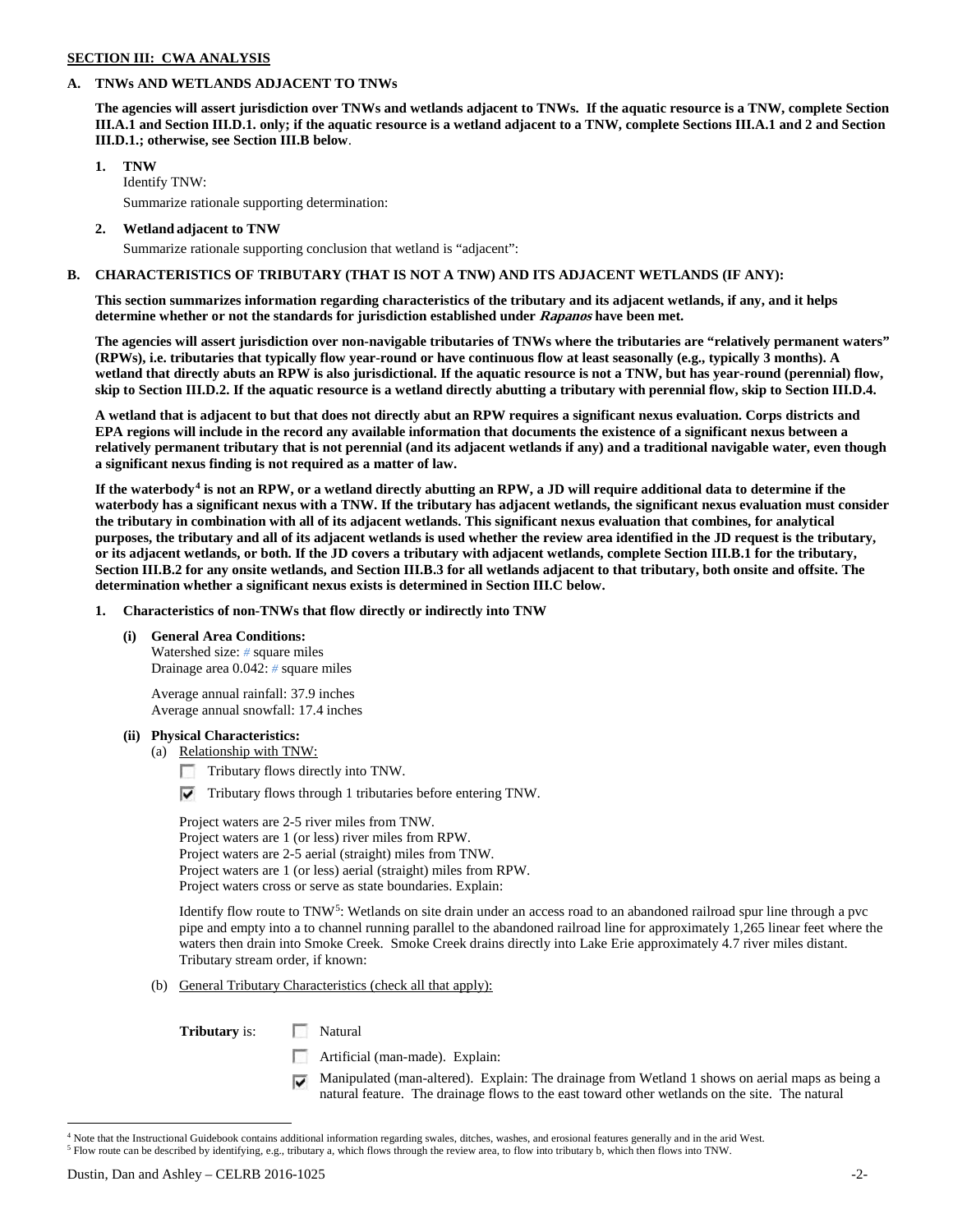## SECTION III: CWA ANALYSIS

### A. TNWs AND WETLANDS ADJACENT TO TNWs

**The agencies will assert jurisdiction over TNWs and wetlands adjacent to TNWs. If the aquatic resource is a TNW, complete Section III.A.1 and Section III.D.1. only; if the aquatic resource is a wetland adjacent to a TNW, complete Sections III.A.1 and 2 and Section III.D.1.; otherwise, see Section III.B below**.

1. **TNW**
   Identify TNW:
   
   Summarize rationale supporting determination:

2. **Wetland adjacent to TNW**
   Summarize rationale supporting conclusion that wetland is "adjacent":

### B. CHARACTERISTICS OF TRIBUTARY (THAT IS NOT A TNW) AND ITS ADJACENT WETLANDS (IF ANY):

**This section summarizes information regarding characteristics of the tributary and its adjacent wetlands, if any, and it helps determine whether or not the standards for jurisdiction established under *Rapanos* have been met.**

**The agencies will assert jurisdiction over non-navigable tributaries of TNWs where the tributaries are "relatively permanent waters" (RPWs), i.e. tributaries that typically flow year-round or have continuous flow at least seasonally (e.g., typically 3 months). A wetland that directly abuts an RPW is also jurisdictional. If the aquatic resource is not a TNW, but has year-round (perennial) flow, skip to Section III.D.2. If the aquatic resource is a wetland directly abutting a tributary with perennial flow, skip to Section III.D.4.**

**A wetland that is adjacent to but that does not directly abut an RPW requires a significant nexus evaluation. Corps districts and EPA regions will include in the record any available information that documents the existence of a significant nexus between a relatively permanent tributary that is not perennial (and its adjacent wetlands if any) and a traditional navigable water, even though a significant nexus finding is not required as a matter of law.**

**If the waterbody[4] is not an RPW, or a wetland directly abutting an RPW, a JD will require additional data to determine if the waterbody has a significant nexus with a TNW. If the tributary has adjacent wetlands, the significant nexus evaluation must consider the tributary in combination with all of its adjacent wetlands. This significant nexus evaluation that combines, for analytical purposes, the tributary and all of its adjacent wetlands is used whether the review area identified in the JD request is the tributary, or its adjacent wetlands, or both. If the JD covers a tributary with adjacent wetlands, complete Section III.B.1 for the tributary, Section III.B.2 for any onsite wetlands, and Section III.B.3 for all wetlands adjacent to that tributary, both onsite and offsite. The determination whether a significant nexus exists is determined in Section III.C below.**

1. **Characteristics of non-TNWs that flow directly or indirectly into TNW**

   **(i) General Area Conditions:**
   Watershed size: # square miles
   Drainage area 0.042: # square miles

   Average annual rainfall: 37.9 inches
   Average annual snowfall: 17.4 inches

   **(ii) Physical Characteristics:**
   (a) Relationship with TNW:
   
   ☐ Tributary flows directly into TNW.
   
   ☑ Tributary flows through 1 tributaries before entering TNW.

   Project waters are 2-5 river miles from TNW.
   Project waters are 1 (or less) river miles from RPW.
   Project waters are 2-5 aerial (straight) miles from TNW.
   Project waters are 1 (or less) aerial (straight) miles from RPW.
   Project waters cross or serve as state boundaries. Explain:

   Identify flow route to TNW[5]: Wetlands on site drain under an access road to an abandoned railroad spur line through a pvc pipe and empty into a to channel running parallel to the abandoned railroad line for approximately 1,265 linear feet where the waters then drain into Smoke Creek. Smoke Creek drains directly into Lake Erie approximately 4.7 river miles distant.
   Tributary stream order, if known:

   (b) General Tributary Characteristics (check all that apply):

   **Tributary** is: ☐ Natural

   ☐ Artificial (man-made). Explain:

   ☑ Manipulated (man-altered). Explain: The drainage from Wetland 1 shows on aerial maps as being a natural feature. The drainage flows to the east toward other wetlands on the site. The natural

---

[4] Note that the Instructional Guidebook contains additional information regarding swales, ditches, washes, and erosional features generally and in the arid West.

[5] Flow route can be described by identifying, e.g., tributary a, which flows through the review area, to flow into tributary b, which then flows into TNW.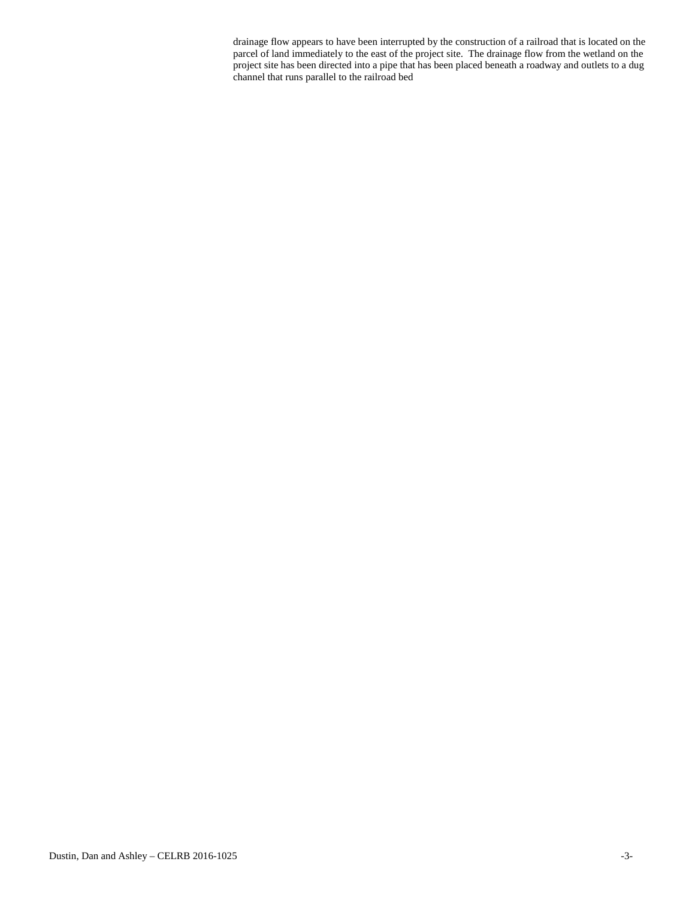drainage flow appears to have been interrupted by the construction of a railroad that is located on the parcel of land immediately to the east of the project site. The drainage flow from the wetland on the project site has been directed into a pipe that has been placed beneath a roadway and outlets to a dug channel that runs parallel to the railroad bed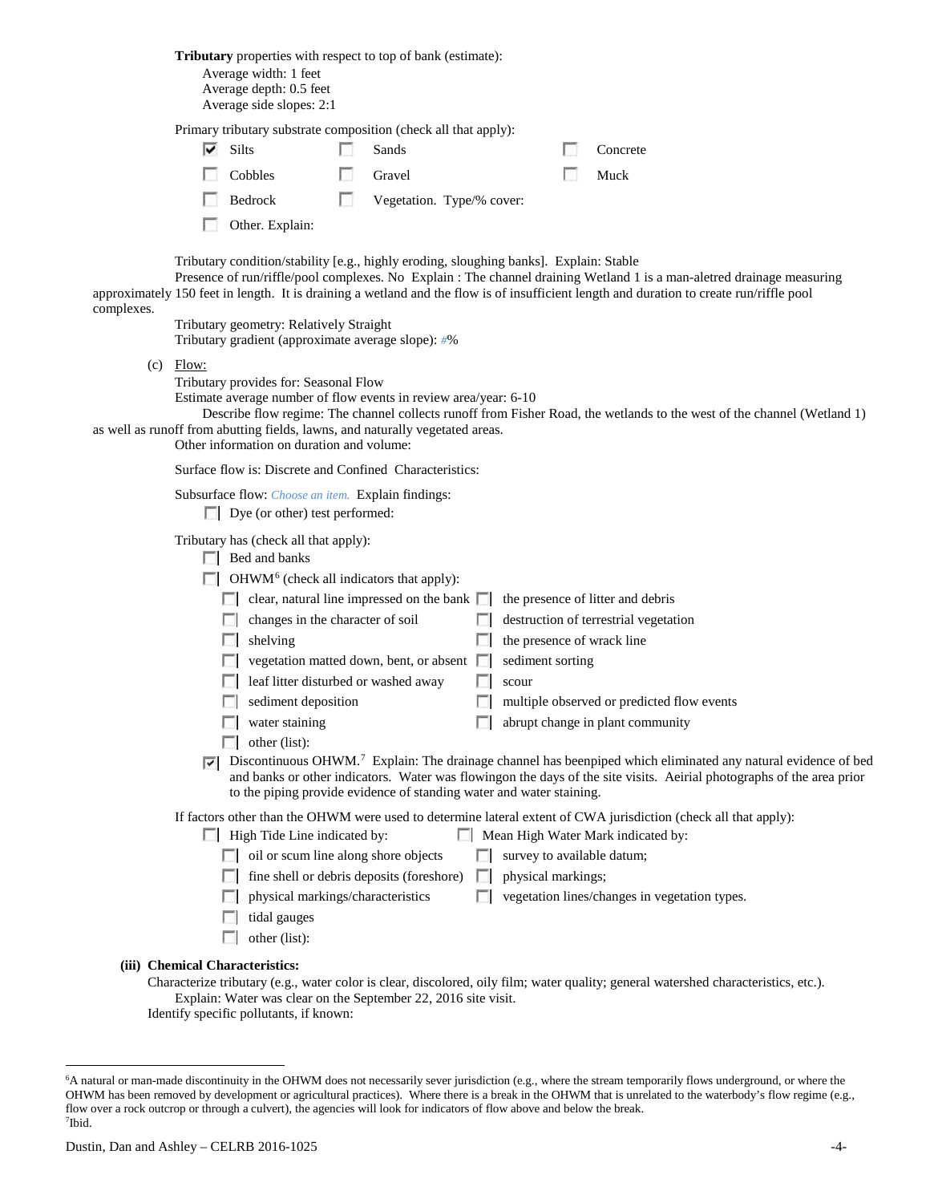**Tributary** properties with respect to top of bank (estimate):

Average width: 1 feet
Average depth: 0.5 feet
Average side slopes: 2:1

Primary tributary substrate composition (check all that apply):

- ☑ Silts
- ☐ Sands
- ☐ Concrete
- ☐ Cobbles
- ☐ Gravel
- ☐ Muck
- ☐ Bedrock
- ☐ Vegetation. Type/% cover:
- ☐ Other. Explain:

Tributary condition/stability [e.g., highly eroding, sloughing banks]. Explain: Stable

Presence of run/riffle/pool complexes. No Explain : The channel draining Wetland 1 is a man-aletred drainage measuring approximately 150 feet in length. It is draining a wetland and the flow is of insufficient length and duration to create run/riffle pool complexes.

Tributary geometry: Relatively Straight

Tributary gradient (approximate average slope): #%

(c) Flow:

Tributary provides for: Seasonal Flow

Estimate average number of flow events in review area/year: 6-10

Describe flow regime: The channel collects runoff from Fisher Road, the wetlands to the west of the channel (Wetland 1) as well as runoff from abutting fields, lawns, and naturally vegetated areas.

Other information on duration and volume:

Surface flow is: Discrete and Confined Characteristics:

Subsurface flow: *Choose an item.* Explain findings:

- ☐ Dye (or other) test performed:

Tributary has (check all that apply):

- ☐ Bed and banks
- ☐ OHWM[6] (check all indicators that apply):
  - ☐ clear, natural line impressed on the bank
  - ☐ the presence of litter and debris
  - ☐ changes in the character of soil
  - ☐ destruction of terrestrial vegetation
  - ☐ shelving
  - ☐ the presence of wrack line
  - ☐ vegetation matted down, bent, or absent
  - ☐ sediment sorting
  - ☐ leaf litter disturbed or washed away
  - ☐ scour
  - ☐ sediment deposition
  - ☐ multiple observed or predicted flow events
  - ☐ water staining
  - ☐ abrupt change in plant community
  - ☐ other (list):
- ☑ Discontinuous OHWM.[7] Explain: The drainage channel has beenpiped which eliminated any natural evidence of bed and banks or other indicators. Water was flowingon the days of the site visits. Aeirial photographs of the area prior to the piping provide evidence of standing water and water staining.

If factors other than the OHWM were used to determine lateral extent of CWA jurisdiction (check all that apply):

- ☐ High Tide Line indicated by:
  - ☐ oil or scum line along shore objects
  - ☐ fine shell or debris deposits (foreshore)
  - ☐ physical markings/characteristics
  - ☐ tidal gauges
  - ☐ other (list):
- ☐ Mean High Water Mark indicated by:
  - ☐ survey to available datum;
  - ☐ physical markings;
  - ☐ vegetation lines/changes in vegetation types.

**(iii) Chemical Characteristics:**

Characterize tributary (e.g., water color is clear, discolored, oily film; water quality; general watershed characteristics, etc.).

Explain: Water was clear on the September 22, 2016 site visit.

Identify specific pollutants, if known:

---

[6]A natural or man-made discontinuity in the OHWM does not necessarily sever jurisdiction (e.g., where the stream temporarily flows underground, or where the OHWM has been removed by development or agricultural practices). Where there is a break in the OHWM that is unrelated to the waterbody's flow regime (e.g., flow over a rock outcrop or through a culvert), the agencies will look for indicators of flow above and below the break.

[7]Ibid.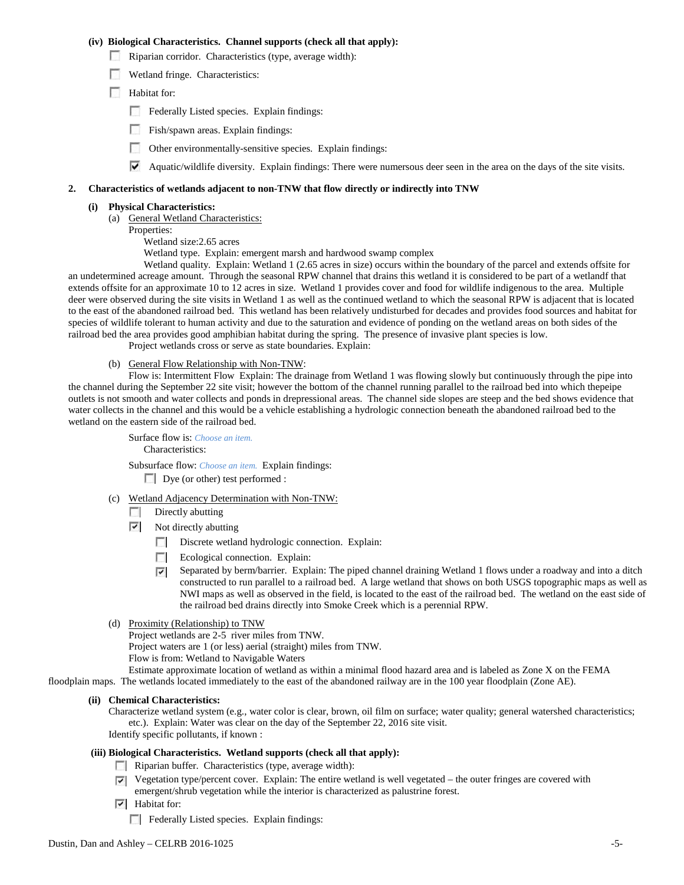**(iv) Biological Characteristics. Channel supports (check all that apply):**

- ☐ Riparian corridor. Characteristics (type, average width):
- ☐ Wetland fringe. Characteristics:
- ☐ Habitat for:
  - ☐ Federally Listed species. Explain findings:
  - ☐ Fish/spawn areas. Explain findings:
  - ☐ Other environmentally-sensitive species. Explain findings:
  - ☑ Aquatic/wildlife diversity. Explain findings: There were numersous deer seen in the area on the days of the site visits.

**2. Characteristics of wetlands adjacent to non-TNW that flow directly or indirectly into TNW**

**(i) Physical Characteristics:**

(a) General Wetland Characteristics:

Properties:

Wetland size:2.65 acres

Wetland type. Explain: emergent marsh and hardwood swamp complex

Wetland quality. Explain: Wetland 1 (2.65 acres in size) occurs within the boundary of the parcel and extends offsite for an undetermined acreage amount. Through the seasonal RPW channel that drains this wetland it is considered to be part of a wetlandf that extends offsite for an approximate 10 to 12 acres in size. Wetland 1 provides cover and food for wildlife indigenous to the area. Multiple deer were observed during the site visits in Wetland 1 as well as the continued wetland to which the seasonal RPW is adjacent that is located to the east of the abandoned railroad bed. This wetland has been relatively undisturbed for decades and provides food sources and habitat for species of wildlife tolerant to human activity and due to the saturation and evidence of ponding on the wetland areas on both sides of the railroad bed the area provides good amphibian habitat during the spring. The presence of invasive plant species is low.

Project wetlands cross or serve as state boundaries. Explain:

(b) General Flow Relationship with Non-TNW:

Flow is: Intermittent Flow Explain: The drainage from Wetland 1 was flowing slowly but continuously through the pipe into the channel during the September 22 site visit; however the bottom of the channel running parallel to the railroad bed into which thepeipe outlets is not smooth and water collects and ponds in depressional areas. The channel side slopes are steep and the bed shows evidence that water collects in the channel and this would be a vehicle establishing a hydrologic connection beneath the abandoned railroad bed to the wetland on the eastern side of the railroad bed.

Surface flow is: *Choose an item.*

Characteristics:

Subsurface flow: *Choose an item.* Explain findings:

- ☐ Dye (or other) test performed :

(c) Wetland Adjacency Determination with Non-TNW:

- ☐ Directly abutting
- ☑ Not directly abutting
  - ☐ Discrete wetland hydrologic connection. Explain:
  - ☐ Ecological connection. Explain:
  - ☑ Separated by berm/barrier. Explain: The piped channel draining Wetland 1 flows under a roadway and into a ditch constructed to run parallel to a railroad bed. A large wetland that shows on both USGS topographic maps as well as NWI maps as well as observed in the field, is located to the east of the railroad bed. The wetland on the east side of the railroad bed drains directly into Smoke Creek which is a perennial RPW.

(d) Proximity (Relationship) to TNW

Project wetlands are 2-5 river miles from TNW.

Project waters are 1 (or less) aerial (straight) miles from TNW.

Flow is from: Wetland to Navigable Waters

Estimate approximate location of wetland as within a minimal flood hazard area and is labeled as Zone X on the FEMA floodplain maps. The wetlands located immediately to the east of the abandoned railway are in the 100 year floodplain (Zone AE).

**(ii) Chemical Characteristics:**

Characterize wetland system (e.g., water color is clear, brown, oil film on surface; water quality; general watershed characteristics; etc.). Explain: Water was clear on the day of the September 22, 2016 site visit.

Identify specific pollutants, if known :

**(iii) Biological Characteristics. Wetland supports (check all that apply):**

- ☐ Riparian buffer. Characteristics (type, average width):
- ☑ Vegetation type/percent cover. Explain: The entire wetland is well vegetated – the outer fringes are covered with emergent/shrub vegetation while the interior is characterized as palustrine forest.
- ☑ Habitat for:
  - ☐ Federally Listed species. Explain findings: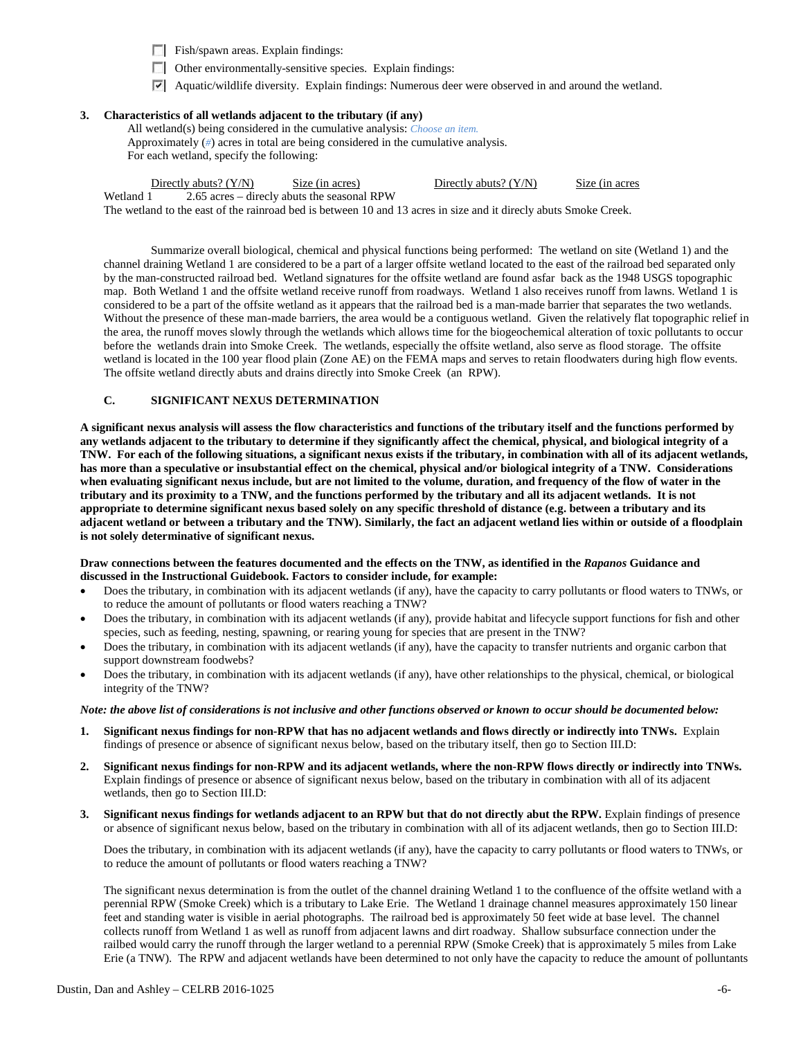☐ Fish/spawn areas. Explain findings:

☐ Other environmentally-sensitive species. Explain findings:

☑ Aquatic/wildlife diversity. Explain findings: Numerous deer were observed in and around the wetland.

**3. Characteristics of all wetlands adjacent to the tributary (if any)**

All wetland(s) being considered in the cumulative analysis: *Choose an item.*
Approximately (*#*) acres in total are being considered in the cumulative analysis.
For each wetland, specify the following:

| | Directly abuts? (Y/N) | Size (in acres) | Directly abuts? (Y/N) | Size (in acres |
|---|---|---|---|---|
| Wetland 1 | 2.65 acres – direcly abuts the seasonal RPW | | | |

The wetland to the east of the rainroad bed is between 10 and 13 acres in size and it direcly abuts Smoke Creek.

Summarize overall biological, chemical and physical functions being performed: The wetland on site (Wetland 1) and the channel draining Wetland 1 are considered to be a part of a larger offsite wetland located to the east of the railroad bed separated only by the man-constructed railroad bed. Wetland signatures for the offsite wetland are found asfar back as the 1948 USGS topographic map. Both Wetland 1 and the offsite wetland receive runoff from roadways. Wetland 1 also receives runoff from lawns. Wetland 1 is considered to be a part of the offsite wetland as it appears that the railroad bed is a man-made barrier that separates the two wetlands. Without the presence of these man-made barriers, the area would be a contiguous wetland. Given the relatively flat topographic relief in the area, the runoff moves slowly through the wetlands which allows time for the biogeochemical alteration of toxic pollutants to occur before the wetlands drain into Smoke Creek. The wetlands, especially the offsite wetland, also serve as flood storage. The offsite wetland is located in the 100 year flood plain (Zone AE) on the FEMA maps and serves to retain floodwaters during high flow events. The offsite wetland directly abuts and drains directly into Smoke Creek (an RPW).

## C. SIGNIFICANT NEXUS DETERMINATION

**A significant nexus analysis will assess the flow characteristics and functions of the tributary itself and the functions performed by any wetlands adjacent to the tributary to determine if they significantly affect the chemical, physical, and biological integrity of a TNW. For each of the following situations, a significant nexus exists if the tributary, in combination with all of its adjacent wetlands, has more than a speculative or insubstantial effect on the chemical, physical and/or biological integrity of a TNW. Considerations when evaluating significant nexus include, but are not limited to the volume, duration, and frequency of the flow of water in the tributary and its proximity to a TNW, and the functions performed by the tributary and all its adjacent wetlands. It is not appropriate to determine significant nexus based solely on any specific threshold of distance (e.g. between a tributary and its adjacent wetland or between a tributary and the TNW). Similarly, the fact an adjacent wetland lies within or outside of a floodplain is not solely determinative of significant nexus.**

**Draw connections between the features documented and the effects on the TNW, as identified in the *Rapanos* Guidance and discussed in the Instructional Guidebook. Factors to consider include, for example:**

- Does the tributary, in combination with its adjacent wetlands (if any), have the capacity to carry pollutants or flood waters to TNWs, or to reduce the amount of pollutants or flood waters reaching a TNW?
- Does the tributary, in combination with its adjacent wetlands (if any), provide habitat and lifecycle support functions for fish and other species, such as feeding, nesting, spawning, or rearing young for species that are present in the TNW?
- Does the tributary, in combination with its adjacent wetlands (if any), have the capacity to transfer nutrients and organic carbon that support downstream foodwebs?
- Does the tributary, in combination with its adjacent wetlands (if any), have other relationships to the physical, chemical, or biological integrity of the TNW?

***Note: the above list of considerations is not inclusive and other functions observed or known to occur should be documented below:***

1. **Significant nexus findings for non-RPW that has no adjacent wetlands and flows directly or indirectly into TNWs.** Explain findings of presence or absence of significant nexus below, based on the tributary itself, then go to Section III.D:

2. **Significant nexus findings for non-RPW and its adjacent wetlands, where the non-RPW flows directly or indirectly into TNWs.** Explain findings of presence or absence of significant nexus below, based on the tributary in combination with all of its adjacent wetlands, then go to Section III.D:

3. **Significant nexus findings for wetlands adjacent to an RPW but that do not directly abut the RPW.** Explain findings of presence or absence of significant nexus below, based on the tributary in combination with all of its adjacent wetlands, then go to Section III.D:

   Does the tributary, in combination with its adjacent wetlands (if any), have the capacity to carry pollutants or flood waters to TNWs, or to reduce the amount of pollutants or flood waters reaching a TNW?

   The significant nexus determination is from the outlet of the channel draining Wetland 1 to the confluence of the offsite wetland with a perennial RPW (Smoke Creek) which is a tributary to Lake Erie. The Wetland 1 drainage channel measures approximately 150 linear feet and standing water is visible in aerial photographs. The railroad bed is approximately 50 feet wide at base level. The channel collects runoff from Wetland 1 as well as runoff from adjacent lawns and dirt roadway. Shallow subsurface connection under the railbed would carry the runoff through the larger wetland to a perennial RPW (Smoke Creek) that is approximately 5 miles from Lake Erie (a TNW). The RPW and adjacent wetlands have been determined to not only have the capacity to reduce the amount of pollutants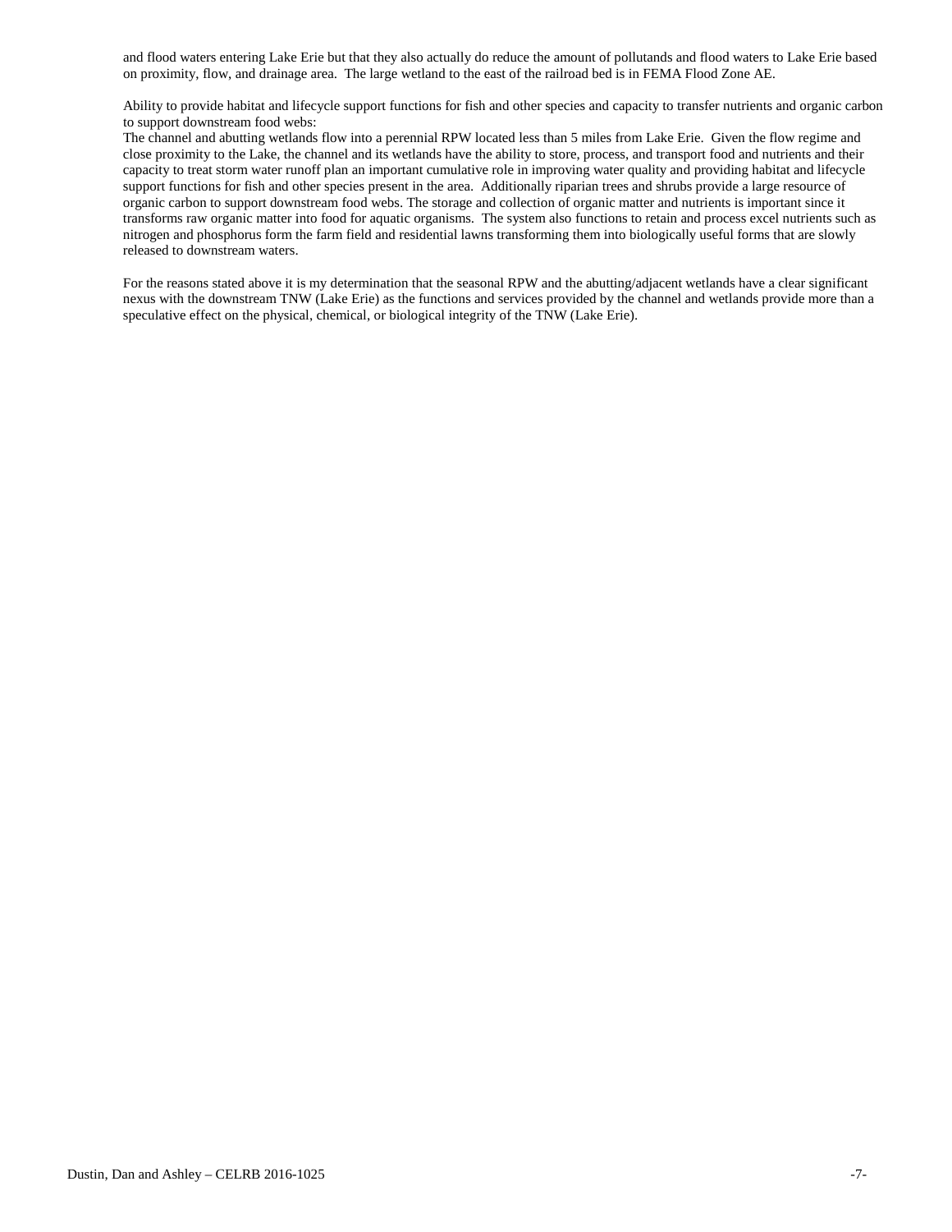and flood waters entering Lake Erie but that they also actually do reduce the amount of pollutands and flood waters to Lake Erie based on proximity, flow, and drainage area. The large wetland to the east of the railroad bed is in FEMA Flood Zone AE.

Ability to provide habitat and lifecycle support functions for fish and other species and capacity to transfer nutrients and organic carbon to support downstream food webs:
The channel and abutting wetlands flow into a perennial RPW located less than 5 miles from Lake Erie. Given the flow regime and close proximity to the Lake, the channel and its wetlands have the ability to store, process, and transport food and nutrients and their capacity to treat storm water runoff plan an important cumulative role in improving water quality and providing habitat and lifecycle support functions for fish and other species present in the area. Additionally riparian trees and shrubs provide a large resource of organic carbon to support downstream food webs. The storage and collection of organic matter and nutrients is important since it transforms raw organic matter into food for aquatic organisms. The system also functions to retain and process excel nutrients such as nitrogen and phosphorus form the farm field and residential lawns transforming them into biologically useful forms that are slowly released to downstream waters.

For the reasons stated above it is my determination that the seasonal RPW and the abutting/adjacent wetlands have a clear significant nexus with the downstream TNW (Lake Erie) as the functions and services provided by the channel and wetlands provide more than a speculative effect on the physical, chemical, or biological integrity of the TNW (Lake Erie).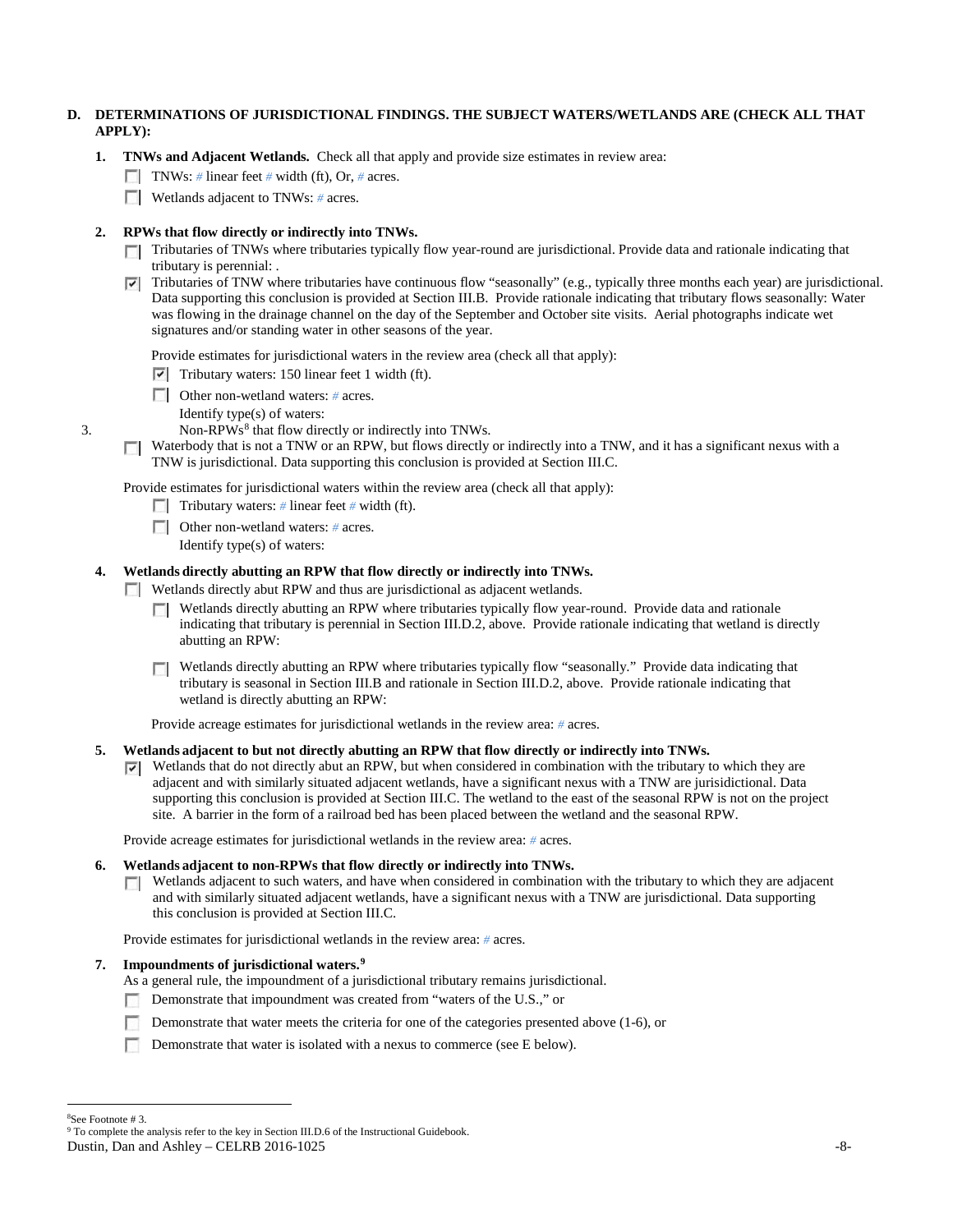**D. DETERMINATIONS OF JURISDICTIONAL FINDINGS. THE SUBJECT WATERS/WETLANDS ARE (CHECK ALL THAT APPLY):**

**1. TNWs and Adjacent Wetlands.** Check all that apply and provide size estimates in review area:

- ☐ TNWs: # linear feet # width (ft), Or, # acres.
- ☐ Wetlands adjacent to TNWs: # acres.

**2. RPWs that flow directly or indirectly into TNWs.**

- ☐ Tributaries of TNWs where tributaries typically flow year-round are jurisdictional. Provide data and rationale indicating that tributary is perennial: .
- ☑ Tributaries of TNW where tributaries have continuous flow "seasonally" (e.g., typically three months each year) are jurisdictional. Data supporting this conclusion is provided at Section III.B. Provide rationale indicating that tributary flows seasonally: Water was flowing in the drainage channel on the day of the September and October site visits. Aerial photographs indicate wet signatures and/or standing water in other seasons of the year.

Provide estimates for jurisdictional waters in the review area (check all that apply):

- ☑ Tributary waters: 150 linear feet 1 width (ft).
- ☐ Other non-wetland waters: # acres.

  Identify type(s) of waters:

**3. Non-RPWs[8] that flow directly or indirectly into TNWs.**

- ☐ Waterbody that is not a TNW or an RPW, but flows directly or indirectly into a TNW, and it has a significant nexus with a TNW is jurisdictional. Data supporting this conclusion is provided at Section III.C.

Provide estimates for jurisdictional waters within the review area (check all that apply):

- ☐ Tributary waters: # linear feet # width (ft).
- ☐ Other non-wetland waters: # acres.

  Identify type(s) of waters:

**4. Wetlands directly abutting an RPW that flow directly or indirectly into TNWs.**

- ☐ Wetlands directly abut RPW and thus are jurisdictional as adjacent wetlands.
  - ☐ Wetlands directly abutting an RPW where tributaries typically flow year-round. Provide data and rationale indicating that tributary is perennial in Section III.D.2, above. Provide rationale indicating that wetland is directly abutting an RPW:
  - ☐ Wetlands directly abutting an RPW where tributaries typically flow "seasonally." Provide data indicating that tributary is seasonal in Section III.B and rationale in Section III.D.2, above. Provide rationale indicating that wetland is directly abutting an RPW:

Provide acreage estimates for jurisdictional wetlands in the review area: # acres.

**5. Wetlands adjacent to but not directly abutting an RPW that flow directly or indirectly into TNWs.**

- ☑ Wetlands that do not directly abut an RPW, but when considered in combination with the tributary to which they are adjacent and with similarly situated adjacent wetlands, have a significant nexus with a TNW are jurisidictional. Data supporting this conclusion is provided at Section III.C. The wetland to the east of the seasonal RPW is not on the project site. A barrier in the form of a railroad bed has been placed between the wetland and the seasonal RPW.

Provide acreage estimates for jurisdictional wetlands in the review area: # acres.

**6. Wetlands adjacent to non-RPWs that flow directly or indirectly into TNWs.**

- ☐ Wetlands adjacent to such waters, and have when considered in combination with the tributary to which they are adjacent and with similarly situated adjacent wetlands, have a significant nexus with a TNW are jurisdictional. Data supporting this conclusion is provided at Section III.C.

Provide estimates for jurisdictional wetlands in the review area: # acres.

**7. Impoundments of jurisdictional waters.[9]**

As a general rule, the impoundment of a jurisdictional tributary remains jurisdictional.

- ☐ Demonstrate that impoundment was created from "waters of the U.S.," or
- ☐ Demonstrate that water meets the criteria for one of the categories presented above (1-6), or
- ☐ Demonstrate that water is isolated with a nexus to commerce (see E below).

---

[8] See Footnote # 3.

[9] To complete the analysis refer to the key in Section III.D.6 of the Instructional Guidebook.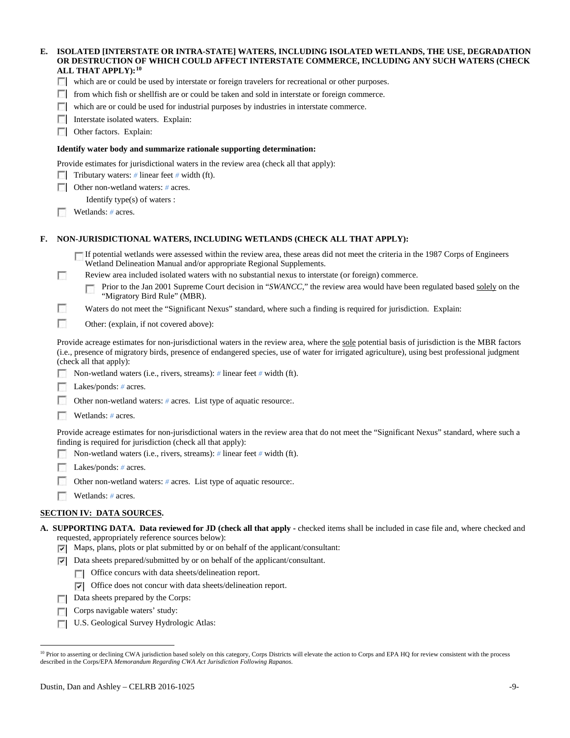**E. ISOLATED [INTERSTATE OR INTRA-STATE] WATERS, INCLUDING ISOLATED WETLANDS, THE USE, DEGRADATION OR DESTRUCTION OF WHICH COULD AFFECT INTERSTATE COMMERCE, INCLUDING ANY SUCH WATERS (CHECK ALL THAT APPLY):[10]**

- ☐ which are or could be used by interstate or foreign travelers for recreational or other purposes.
- ☐ from which fish or shellfish are or could be taken and sold in interstate or foreign commerce.
- ☐ which are or could be used for industrial purposes by industries in interstate commerce.
- ☐ Interstate isolated waters. Explain:
- ☐ Other factors. Explain:

**Identify water body and summarize rationale supporting determination:**

Provide estimates for jurisdictional waters in the review area (check all that apply):

- ☐ Tributary waters: # linear feet # width (ft).
- ☐ Other non-wetland waters: # acres.
  - Identify type(s) of waters :
- ☐ Wetlands: # acres.

**F. NON-JURISDICTIONAL WATERS, INCLUDING WETLANDS (CHECK ALL THAT APPLY):**

- ☐ If potential wetlands were assessed within the review area, these areas did not meet the criteria in the 1987 Corps of Engineers Wetland Delineation Manual and/or appropriate Regional Supplements.
- ☐ Review area included isolated waters with no substantial nexus to interstate (or foreign) commerce.
  - ☐ Prior to the Jan 2001 Supreme Court decision in "*SWANCC*," the review area would have been regulated based solely on the "Migratory Bird Rule" (MBR).
- ☐ Waters do not meet the "Significant Nexus" standard, where such a finding is required for jurisdiction. Explain:
- ☐ Other: (explain, if not covered above):

Provide acreage estimates for non-jurisdictional waters in the review area, where the sole potential basis of jurisdiction is the MBR factors (i.e., presence of migratory birds, presence of endangered species, use of water for irrigated agriculture), using best professional judgment (check all that apply):

- ☐ Non-wetland waters (i.e., rivers, streams): # linear feet # width (ft).
- ☐ Lakes/ponds: # acres.
- ☐ Other non-wetland waters: # acres. List type of aquatic resource:.
- ☐ Wetlands: # acres.

Provide acreage estimates for non-jurisdictional waters in the review area that do not meet the "Significant Nexus" standard, where such a finding is required for jurisdiction (check all that apply):

- ☐ Non-wetland waters (i.e., rivers, streams): # linear feet # width (ft).
- ☐ Lakes/ponds: # acres.
- ☐ Other non-wetland waters: # acres. List type of aquatic resource:.
- ☐ Wetlands: # acres.

## SECTION IV: DATA SOURCES.

**A. SUPPORTING DATA. Data reviewed for JD (check all that apply** - checked items shall be included in case file and, where checked and requested, appropriately reference sources below):

- ☑ Maps, plans, plots or plat submitted by or on behalf of the applicant/consultant:
- ☑ Data sheets prepared/submitted by or on behalf of the applicant/consultant.
  - ☐ Office concurs with data sheets/delineation report.
  - ☑ Office does not concur with data sheets/delineation report.
- ☐ Data sheets prepared by the Corps:
- ☐ Corps navigable waters' study:
- ☐ U.S. Geological Survey Hydrologic Atlas:

---

[10] Prior to asserting or declining CWA jurisdiction based solely on this category, Corps Districts will elevate the action to Corps and EPA HQ for review consistent with the process described in the Corps/EPA *Memorandum Regarding CWA Act Jurisdiction Following Rapanos.*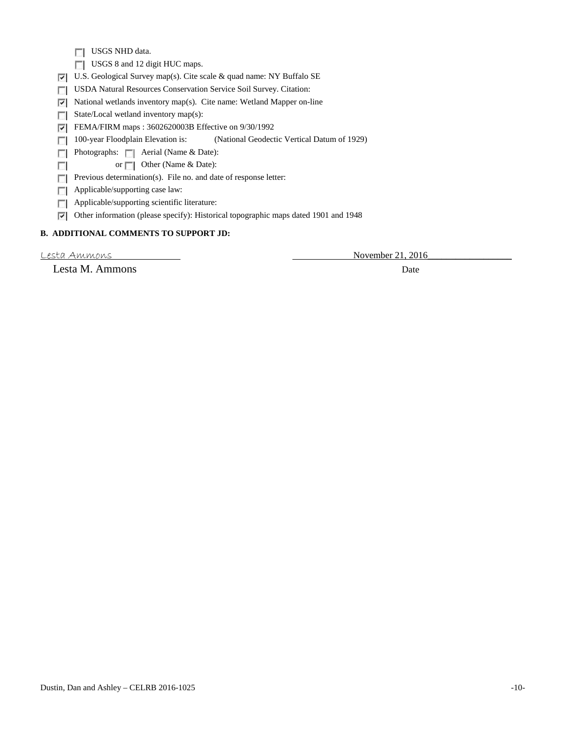- ☐ USGS NHD data.
- ☐ USGS 8 and 12 digit HUC maps.
- ☑ U.S. Geological Survey map(s). Cite scale & quad name: NY Buffalo SE
- ☐ USDA Natural Resources Conservation Service Soil Survey. Citation:
- ☑ National wetlands inventory map(s). Cite name: Wetland Mapper on-line
- ☐ State/Local wetland inventory map(s):
- ☑ FEMA/FIRM maps : 3602620003B Effective on 9/30/1992
- ☐ 100-year Floodplain Elevation is: (National Geodectic Vertical Datum of 1929)
- ☐ Photographs: ☐ Aerial (Name & Date):
- ☐ or ☐ Other (Name & Date):
- ☐ Previous determination(s). File no. and date of response letter:
- ☐ Applicable/supporting case law:
- ☐ Applicable/supporting scientific literature:
- ☑ Other information (please specify): Historical topographic maps dated 1901 and 1948

**B. ADDITIONAL COMMENTS TO SUPPORT JD:**

Lesta Ammons — November 21, 2016

Lesta M. Ammons — Date